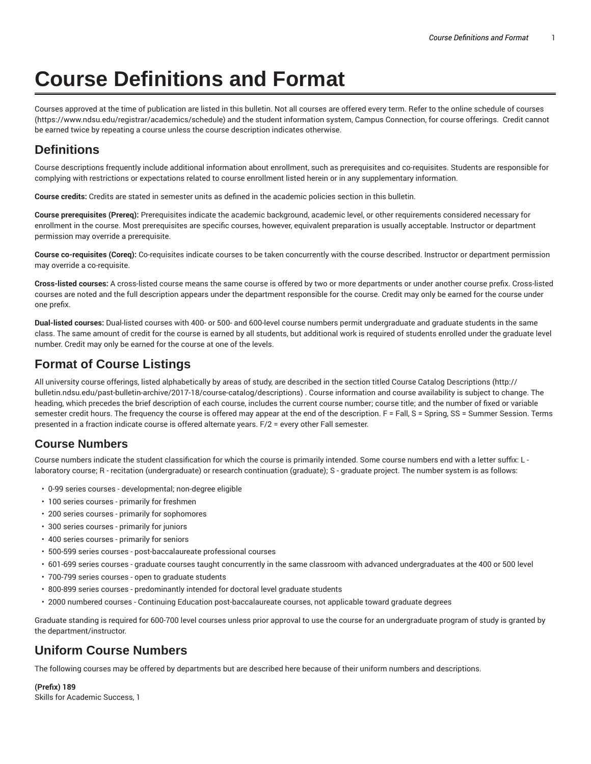# Course Definitions and Format

Courses approved at the time of publication are listed in this bulletin. Not all courses are offered every term. Refer to the online schedule of courses (https://www.ndsu.edu/registrar/academics/schedule) and the student information system, Campus Connection, for course offerings. Credit cannot be earned twice by repeating a course unless the course description indicates otherwise.

## Definitions

Course descriptions frequently include additional information about enrollment, such as prerequisites and co-requisites. Students are responsible for complying with restrictions or expectations related to course enrollment listed herein or in any supplementary information.

**Course credits:** Credits are stated in semester units as defined in the academic policies section in this bulletin.

**Course prerequisites (Prereq):** Prerequisites indicate the academic background, academic level, or other requirements considered necessary for enrollment in the course. Most prerequisites are specific courses, however, equivalent preparation is usually acceptable. Instructor or department permission may override a prerequisite.

**Course co-requisites (Coreq):** Co-requisites indicate courses to be taken concurrently with the course described. Instructor or department permission may override a co-requisite.

**Cross-listed courses:** A cross-listed course means the same course is offered by two or more departments or under another course prefix. Cross-listed courses are noted and the full description appears under the department responsible for the course. Credit may only be earned for the course under one prefix.

**Dual-listed courses:** Dual-listed courses with 400- or 500- and 600-level course numbers permit undergraduate and graduate students in the same class. The same amount of credit for the course is earned by all students, but additional work is required of students enrolled under the graduate level number. Credit may only be earned for the course at one of the levels.

## Format of Course Listings

All university course offerings, listed alphabetically by areas of study, are described in the section titled Course Catalog Descriptions (http://bulletin.ndsu.edu/past-bulletin-archive/2017-18/course-catalog/descriptions) . Course information and course availability is subject to change. The heading, which precedes the brief description of each course, includes the current course number; course title; and the number of fixed or variable semester credit hours. The frequency the course is offered may appear at the end of the description. F = Fall, S = Spring, SS = Summer Session. Terms presented in a fraction indicate course is offered alternate years. F/2 = every other Fall semester.

### Course Numbers

Course numbers indicate the student classification for which the course is primarily intended. Some course numbers end with a letter suffix: L - laboratory course; R - recitation (undergraduate) or research continuation (graduate); S - graduate project. The number system is as follows:

- 0-99 series courses - developmental; non-degree eligible
- 100 series courses - primarily for freshmen
- 200 series courses - primarily for sophomores
- 300 series courses - primarily for juniors
- 400 series courses - primarily for seniors
- 500-599 series courses - post-baccalaureate professional courses
- 601-699 series courses - graduate courses taught concurrently in the same classroom with advanced undergraduates at the 400 or 500 level
- 700-799 series courses - open to graduate students
- 800-899 series courses - predominantly intended for doctoral level graduate students
- 2000 numbered courses - Continuing Education post-baccalaureate courses, not applicable toward graduate degrees

Graduate standing is required for 600-700 level courses unless prior approval to use the course for an undergraduate program of study is granted by the department/instructor.

## Uniform Course Numbers

The following courses may be offered by departments but are described here because of their uniform numbers and descriptions.

**(Prefix) 189**
Skills for Academic Success, 1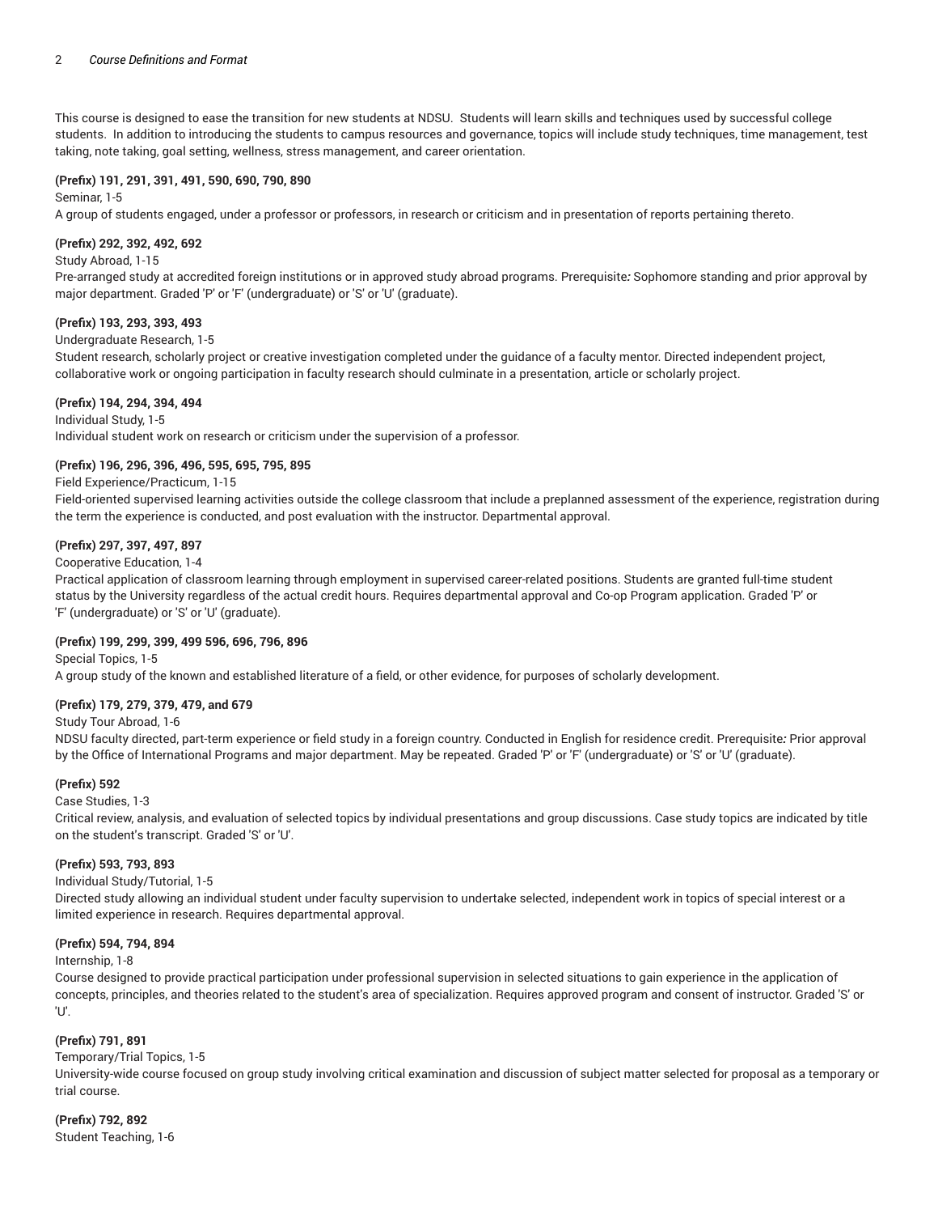This course is designed to ease the transition for new students at NDSU. Students will learn skills and techniques used by successful college students. In addition to introducing the students to campus resources and governance, topics will include study techniques, time management, test taking, note taking, goal setting, wellness, stress management, and career orientation.

**(Prefix) 191, 291, 391, 491, 590, 690, 790, 890**

Seminar, 1-5

A group of students engaged, under a professor or professors, in research or criticism and in presentation of reports pertaining thereto.

**(Prefix) 292, 392, 492, 692**

Study Abroad, 1-15

Pre-arranged study at accredited foreign institutions or in approved study abroad programs. Prerequisite*:* Sophomore standing and prior approval by major department. Graded 'P' or 'F' (undergraduate) or 'S' or 'U' (graduate).

**(Prefix) 193, 293, 393, 493**

Undergraduate Research, 1-5

Student research, scholarly project or creative investigation completed under the guidance of a faculty mentor. Directed independent project, collaborative work or ongoing participation in faculty research should culminate in a presentation, article or scholarly project.

**(Prefix) 194, 294, 394, 494**

Individual Study, 1-5

Individual student work on research or criticism under the supervision of a professor.

**(Prefix) 196, 296, 396, 496, 595, 695, 795, 895**

Field Experience/Practicum, 1-15

Field-oriented supervised learning activities outside the college classroom that include a preplanned assessment of the experience, registration during the term the experience is conducted, and post evaluation with the instructor. Departmental approval.

**(Prefix) 297, 397, 497, 897**

Cooperative Education, 1-4

Practical application of classroom learning through employment in supervised career-related positions. Students are granted full-time student status by the University regardless of the actual credit hours. Requires departmental approval and Co-op Program application. Graded 'P' or 'F' (undergraduate) or 'S' or 'U' (graduate).

**(Prefix) 199, 299, 399, 499 596, 696, 796, 896**

Special Topics, 1-5

A group study of the known and established literature of a field, or other evidence, for purposes of scholarly development.

**(Prefix) 179, 279, 379, 479, and 679**

Study Tour Abroad, 1-6

NDSU faculty directed, part-term experience or field study in a foreign country. Conducted in English for residence credit. Prerequisite*:* Prior approval by the Office of International Programs and major department. May be repeated. Graded 'P' or 'F' (undergraduate) or 'S' or 'U' (graduate).

**(Prefix) 592**

Case Studies, 1-3

Critical review, analysis, and evaluation of selected topics by individual presentations and group discussions. Case study topics are indicated by title on the student's transcript. Graded 'S' or 'U'.

**(Prefix) 593, 793, 893**

Individual Study/Tutorial, 1-5

Directed study allowing an individual student under faculty supervision to undertake selected, independent work in topics of special interest or a limited experience in research. Requires departmental approval.

**(Prefix) 594, 794, 894**

Internship, 1-8

Course designed to provide practical participation under professional supervision in selected situations to gain experience in the application of concepts, principles, and theories related to the student's area of specialization. Requires approved program and consent of instructor. Graded 'S' or 'U'.

**(Prefix) 791, 891**

Temporary/Trial Topics, 1-5

University-wide course focused on group study involving critical examination and discussion of subject matter selected for proposal as a temporary or trial course.

**(Prefix) 792, 892**

Student Teaching, 1-6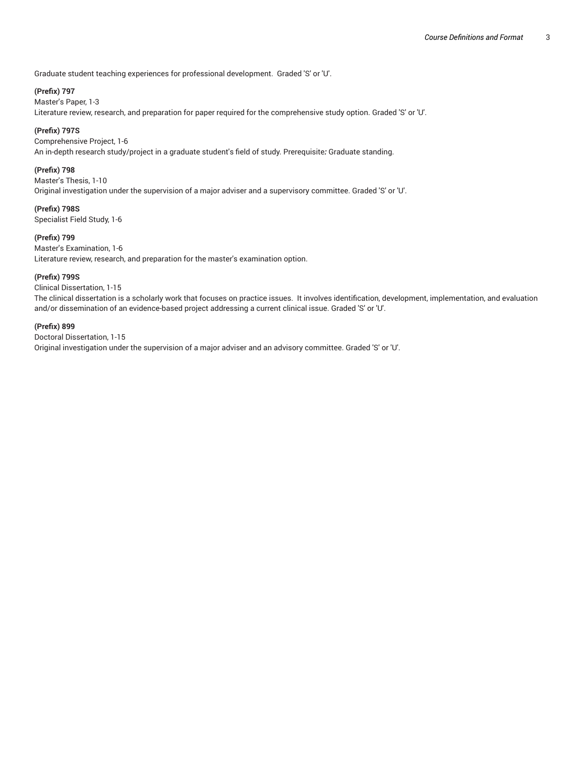Graduate student teaching experiences for professional development.  Graded 'S' or 'U'.

**(Prefix) 797**
Master's Paper, 1-3
Literature review, research, and preparation for paper required for the comprehensive study option. Graded 'S' or 'U'.

**(Prefix) 797S**
Comprehensive Project, 1-6
An in-depth research study/project in a graduate student's field of study. Prerequisite*:* Graduate standing.

**(Prefix) 798**
Master's Thesis, 1-10
Original investigation under the supervision of a major adviser and a supervisory committee. Graded 'S' or 'U'.

**(Prefix) 798S**
Specialist Field Study, 1-6

**(Prefix) 799**
Master's Examination, 1-6
Literature review, research, and preparation for the master's examination option.

**(Prefix) 799S**
Clinical Dissertation, 1-15
The clinical dissertation is a scholarly work that focuses on practice issues.  It involves identification, development, implementation, and evaluation and/or dissemination of an evidence-based project addressing a current clinical issue. Graded 'S' or 'U'.

**(Prefix) 899**
Doctoral Dissertation, 1-15
Original investigation under the supervision of a major adviser and an advisory committee. Graded 'S' or 'U'.